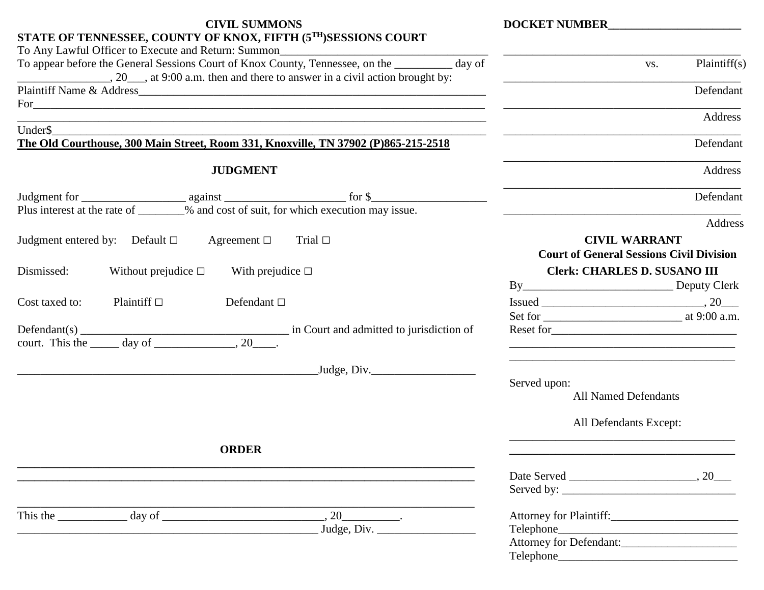## CIVIL SUMMONS

**STATE OF TENNESSEE, COUNTY OF KNOX, FIFTH (5TH)SESSIONS COURT**

To Any Lawful Officer to Execute and Return: Summon_____________________________________

To appear before the General Sessions Court of Knox County, Tennessee, on the __________ day of ________________, 20___, at 9:00 a.m. then and there to answer in a civil action brought by:

Plaintiff Name & Address_________________________________________________________________

For________________________________________________________________________________

___________________________________________________________________________________

Under$_____________________________________________________________________________

**The Old Courthouse, 300 Main Street, Room 331, Knoxville, TN 37902 (P)865-215-2518**

## JUDGMENT

Judgment for __________________ against _____________________ for $____________________

Plus interest at the rate of ________% and cost of suit, for which execution may issue.

Judgment entered by: Default □ Agreement □ Trial □

Dismissed: Without prejudice □ With prejudice □

Cost taxed to: Plaintiff □ Defendant □

Defendant(s) _____________________________________ in Court and admitted to jurisdiction of court. This the _____ day of ______________, 20____.

_____________________________________________________Judge, Div.__________________

## ORDER

___________________________________________________________________________________

___________________________________________________________________________________

___________________________________________________________________________________

This the ____________ day of ____________________________, 20__________.

_____________________________________________________ Judge, Div. _________________

**DOCKET NUMBER______________________**

__________________________________________

vs. Plaintiff(s)

__________________________________________

Defendant

__________________________________________

Address

__________________________________________

Defendant

__________________________________________

Address

__________________________________________

Defendant

__________________________________________

Address

**CIVIL WARRANT**

**Court of General Sessions Civil Division**

**Clerk: CHARLES D. SUSANO III**

By__________________________ Deputy Clerk

Issued ____________________________, 20___

Set for ________________________ at 9:00 a.m.

Reset for________________________________

________________________________________

________________________________________

Served upon:

All Named Defendants

All Defendants Except:

________________________________________

________________________________________

Date Served ______________________, 20___

Served by: ______________________________

Attorney for Plaintiff:______________________

Telephone_______________________________

Attorney for Defendant:____________________

Telephone_______________________________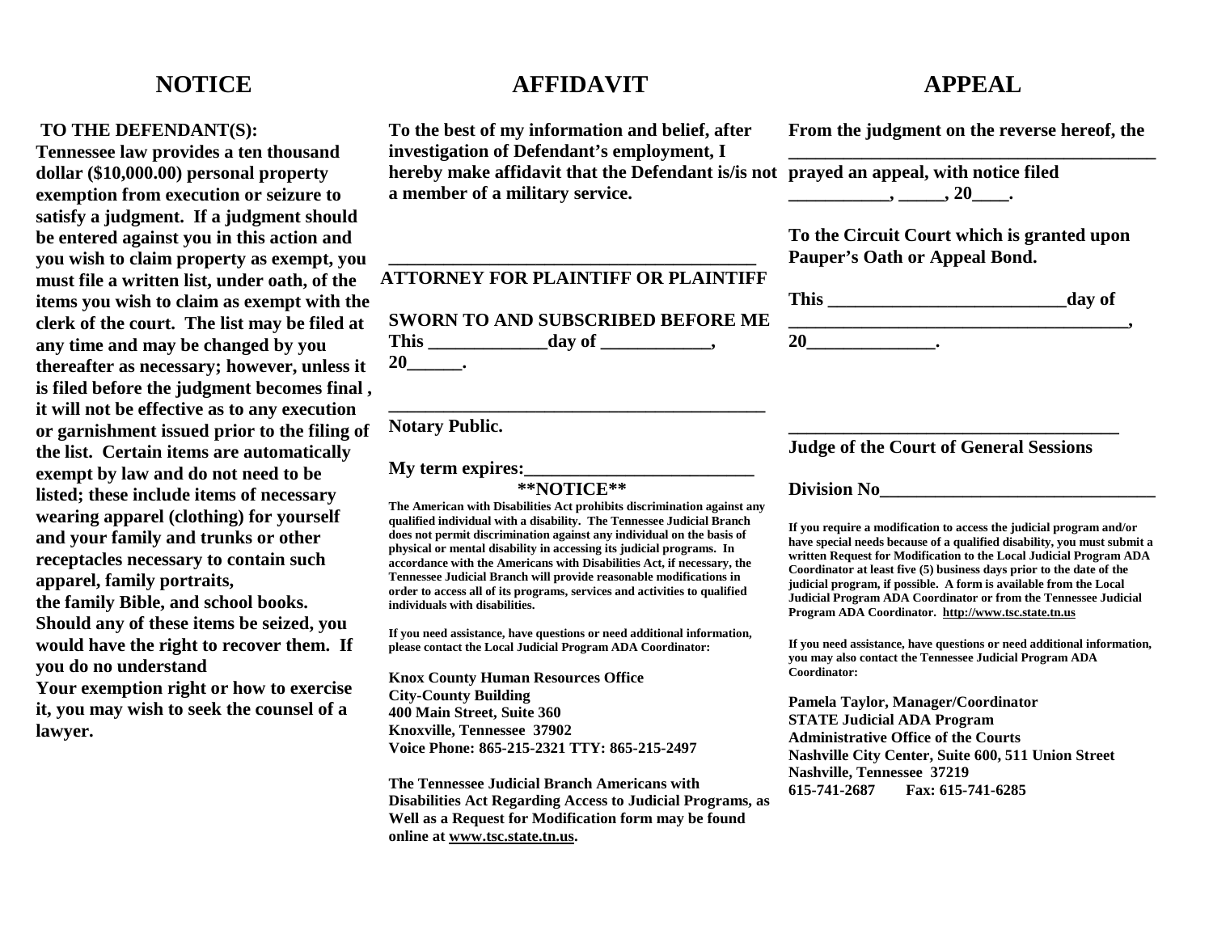## NOTICE

**TO THE DEFENDANT(S):**
**Tennessee law provides a ten thousand dollar ($10,000.00) personal property exemption from execution or seizure to satisfy a judgment. If a judgment should be entered against you in this action and you wish to claim property as exempt, you must file a written list, under oath, of the items you wish to claim as exempt with the clerk of the court. The list may be filed at any time and may be changed by you thereafter as necessary; however, unless it is filed before the judgment becomes final , it will not be effective as to any execution or garnishment issued prior to the filing of the list. Certain items are automatically exempt by law and do not need to be listed; these include items of necessary wearing apparel (clothing) for yourself and your family and trunks or other receptacles necessary to contain such apparel, family portraits, the family Bible, and school books. Should any of these items be seized, you would have the right to recover them. If you do no understand Your exemption right or how to exercise it, you may wish to seek the counsel of a lawyer.**

## AFFIDAVIT

**To the best of my information and belief, after investigation of Defendant's employment, I hereby make affidavit that the Defendant is/is not a member of a military service.**

**_______________________________________**
**ATTORNEY FOR PLAINTIFF OR PLAINTIFF**

**SWORN TO AND SUBSCRIBED BEFORE ME This _____________day of ____________, 20______.**

**________________________________________**
**Notary Public.**

**My term expires:_________________________**

**\*\*NOTICE\*\***

**The American with Disabilities Act prohibits discrimination against any qualified individual with a disability. The Tennessee Judicial Branch does not permit discrimination against any individual on the basis of physical or mental disability in accessing its judicial programs. In accordance with the Americans with Disabilities Act, if necessary, the Tennessee Judicial Branch will provide reasonable modifications in order to access all of its programs, services and activities to qualified individuals with disabilities.**

**If you need assistance, have questions or need additional information, please contact the Local Judicial Program ADA Coordinator:**

**Knox County Human Resources Office**
**City-County Building**
**400 Main Street, Suite 360**
**Knoxville, Tennessee 37902**
**Voice Phone: 865-215-2321 TTY: 865-215-2497**

**The Tennessee Judicial Branch Americans with Disabilities Act Regarding Access to Judicial Programs, as Well as a Request for Modification form may be found online at www.tsc.state.tn.us.**

## APPEAL

**From the judgment on the reverse hereof, the ________________________________________ prayed an appeal, with notice filed ___________, _____, 20____.**

**To the Circuit Court which is granted upon Pauper's Oath or Appeal Bond.**

**This __________________________day of _____________________________________, 20______________.**

**____________________________________**
**Judge of the Court of General Sessions**

**Division No______________________________**

**If you require a modification to access the judicial program and/or have special needs because of a qualified disability, you must submit a written Request for Modification to the Local Judicial Program ADA Coordinator at least five (5) business days prior to the date of the judicial program, if possible. A form is available from the Local Judicial Program ADA Coordinator or from the Tennessee Judicial Program ADA Coordinator. http://www.tsc.state.tn.us**

**If you need assistance, have questions or need additional information, you may also contact the Tennessee Judicial Program ADA Coordinator:**

**Pamela Taylor, Manager/Coordinator**
**STATE Judicial ADA Program**
**Administrative Office of the Courts**
**Nashville City Center, Suite 600, 511 Union Street**
**Nashville, Tennessee 37219**
**615-741-2687 Fax: 615-741-6285**